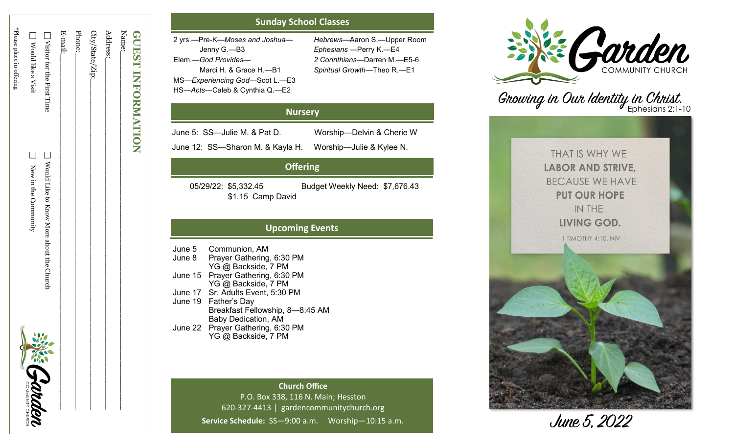## GUEST INFORMATION

Name:\_\_\_\_\_\_\_\_\_\_\_\_\_\_\_\_\_\_\_\_\_\_\_\_\_\_\_\_\_\_\_\_\_\_\_\_\_\_\_\_\_\_\_\_\_\_\_\_\_\_\_\_\_\_\_\_\_\_\_\_

Address:\_\_\_\_\_\_\_\_\_\_\_\_\_\_\_\_\_\_\_\_\_\_\_\_\_\_\_\_\_\_\_\_\_\_\_\_\_\_\_\_\_\_\_\_\_\_\_\_\_\_\_\_\_\_\_\_\_\_

City/State/Zip:\_\_\_\_\_\_\_\_\_\_\_\_\_\_\_\_\_\_\_\_\_\_\_\_\_\_\_\_\_\_\_\_\_\_\_\_\_\_\_\_\_\_\_\_\_\_\_\_\_\_\_\_

Phone:\_\_\_\_\_\_\_\_\_\_\_\_\_\_\_\_\_\_\_\_\_\_\_\_\_\_\_\_\_\_\_\_\_\_\_\_\_\_\_\_\_\_\_\_\_\_\_\_\_\_\_\_\_\_\_\_\_\_\_

E-mail:\_\_\_\_\_\_\_\_\_\_\_\_\_\_\_\_\_\_\_\_\_\_\_\_\_\_\_\_\_\_\_\_\_\_\_\_\_\_\_\_\_\_\_\_\_\_\_\_\_\_\_\_\_\_\_\_\_\_\_

☐ Visitor for the First Time ☐ Would Like to Know More about the Church

☐ Would like a Visit ☐ New in the Community

*Please place in offering

Garden COMMUNITY CHURCH

## Sunday School Classes

2 yrs.—Pre-K—*Moses and Joshua*—Jenny G.—B3

Elem.—*God Provides*—Marci H. & Grace H.—B1

MS—*Experiencing God*—Scot L.—E3

HS—*Acts*—Caleb & Cynthia Q.—E2

*Hebrews*—Aaron S.—Upper Room

*Ephesians* —Perry K.—E4

*2 Corinthians*—Darren M.—E5-6

*Spiritual Growth*—Theo R.—E1

## Nursery

June 5: SS—Julie M. & Pat D. Worship—Delvin & Cherie W

June 12: SS—Sharon M. & Kayla H. Worship—Julie & Kylee N.

## Offering

05/29/22: $5,332.45 Budget Weekly Need: $7,676.43

$1.15 Camp David

## Upcoming Events

| | |
|---|---|
| June 5 | Communion, AM |
| June 8 | Prayer Gathering, 6:30 PM<br>YG @ Backside, 7 PM |
| June 15 | Prayer Gathering, 6:30 PM<br>YG @ Backside, 7 PM |
| June 17 | Sr. Adults Event, 5:30 PM |
| June 19 | Father's Day<br>Breakfast Fellowship, 8—8:45 AM<br>Baby Dedication, AM |
| June 22 | Prayer Gathering, 6:30 PM<br>YG @ Backside, 7 PM |

**Church Office**

P.O. Box 338, 116 N. Main; Hesston

620-327-4413 | gardencommunitychurch.org

**Service Schedule:** SS—9:00 a.m. Worship—10:15 a.m.

# Garden COMMUNITY CHURCH

Growing in Our Identity in Christ. Ephesians 2:1-10

THAT IS WHY WE **LABOR AND STRIVE,** BECAUSE WE HAVE **PUT OUR HOPE** IN THE **LIVING GOD.**

1 TIMOTHY 4:10, NIV

June 5, 2022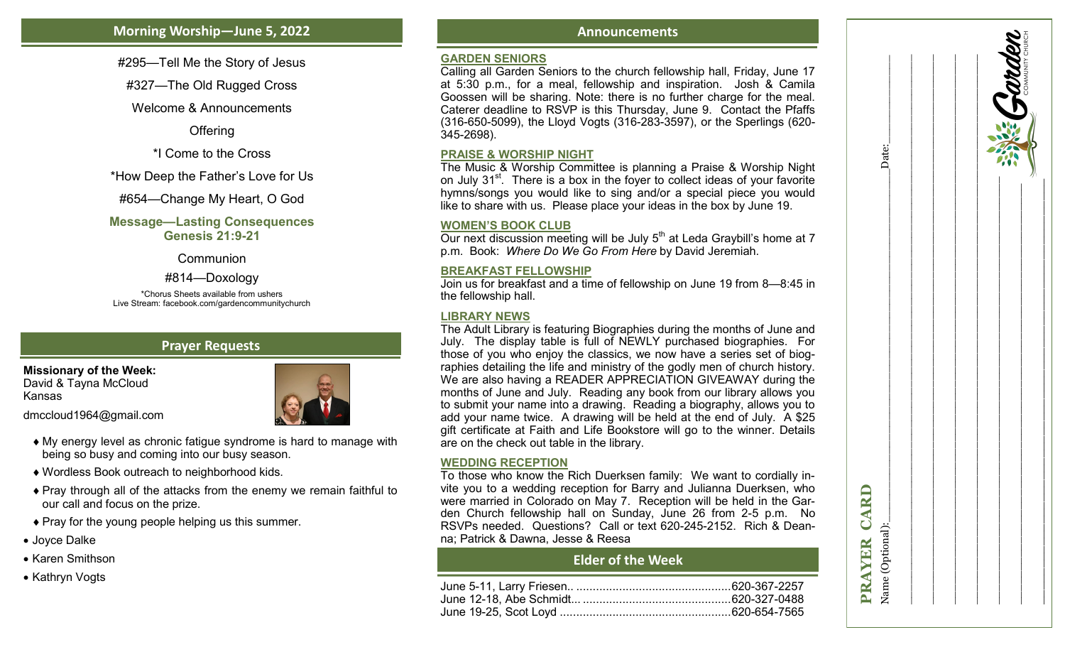## Morning Worship—June 5, 2022

#295—Tell Me the Story of Jesus

#327—The Old Rugged Cross

Welcome & Announcements

Offering

*I Come to the Cross

*How Deep the Father's Love for Us

#654—Change My Heart, O God

**Message—Lasting Consequences**
**Genesis 21:9-21**

Communion

#814—Doxology

*Chorus Sheets available from ushers
Live Stream: facebook.com/gardencommunitychurch

## Prayer Requests

**Missionary of the Week:**
David & Tayna McCloud
Kansas

dmccloud1964@gmail.com

- My energy level as chronic fatigue syndrome is hard to manage with being so busy and coming into our busy season.
- Wordless Book outreach to neighborhood kids.
- Pray through all of the attacks from the enemy we remain faithful to our call and focus on the prize.
- Pray for the young people helping us this summer.

- Joyce Dalke
- Karen Smithson
- Kathryn Vogts

## Announcements

### GARDEN SENIORS

Calling all Garden Seniors to the church fellowship hall, Friday, June 17 at 5:30 p.m., for a meal, fellowship and inspiration. Josh & Camila Goossen will be sharing. Note: there is no further charge for the meal. Caterer deadline to RSVP is this Thursday, June 9. Contact the Pfaffs (316-650-5099), the Lloyd Vogts (316-283-3597), or the Sperlings (620-345-2698).

### PRAISE & WORSHIP NIGHT

The Music & Worship Committee is planning a Praise & Worship Night on July 31st. There is a box in the foyer to collect ideas of your favorite hymns/songs you would like to sing and/or a special piece you would like to share with us. Please place your ideas in the box by June 19.

### WOMEN'S BOOK CLUB

Our next discussion meeting will be July 5th at Leda Graybill's home at 7 p.m. Book: *Where Do We Go From Here* by David Jeremiah.

### BREAKFAST FELLOWSHIP

Join us for breakfast and a time of fellowship on June 19 from 8—8:45 in the fellowship hall.

### LIBRARY NEWS

The Adult Library is featuring Biographies during the months of June and July. The display table is full of NEWLY purchased biographies. For those of you who enjoy the classics, we now have a series set of biographies detailing the life and ministry of the godly men of church history. We are also having a READER APPRECIATION GIVEAWAY during the months of June and July. Reading any book from our library allows you to submit your name into a drawing. Reading a biography, allows you to add your name twice. A drawing will be held at the end of July. A $25 gift certificate at Faith and Life Bookstore will go to the winner. Details are on the check out table in the library.

### WEDDING RECEPTION

To those who know the Rich Duerksen family: We want to cordially invite you to a wedding reception for Barry and Julianna Duerksen, who were married in Colorado on May 7. Reception will be held in the Garden Church fellowship hall on Sunday, June 26 from 2-5 p.m. No RSVPs needed. Questions? Call or text 620-245-2152. Rich & Deanna; Patrick & Dawna, Jesse & Reesa

## Elder of the Week

June 5-11, Larry Friesen.................................................620-367-2257
June 12-18, Abe Schmidt...............................................620-327-0488
June 19-25, Scot Loyd ....................................................620-654-7565

**PRAYER CARD**

Name (Optional):\_\_\_\_\_\_\_\_\_\_\_\_\_\_\_\_\_\_ Date:\_\_\_\_\_\_\_\_

Garden COMMUNITY CHURCH